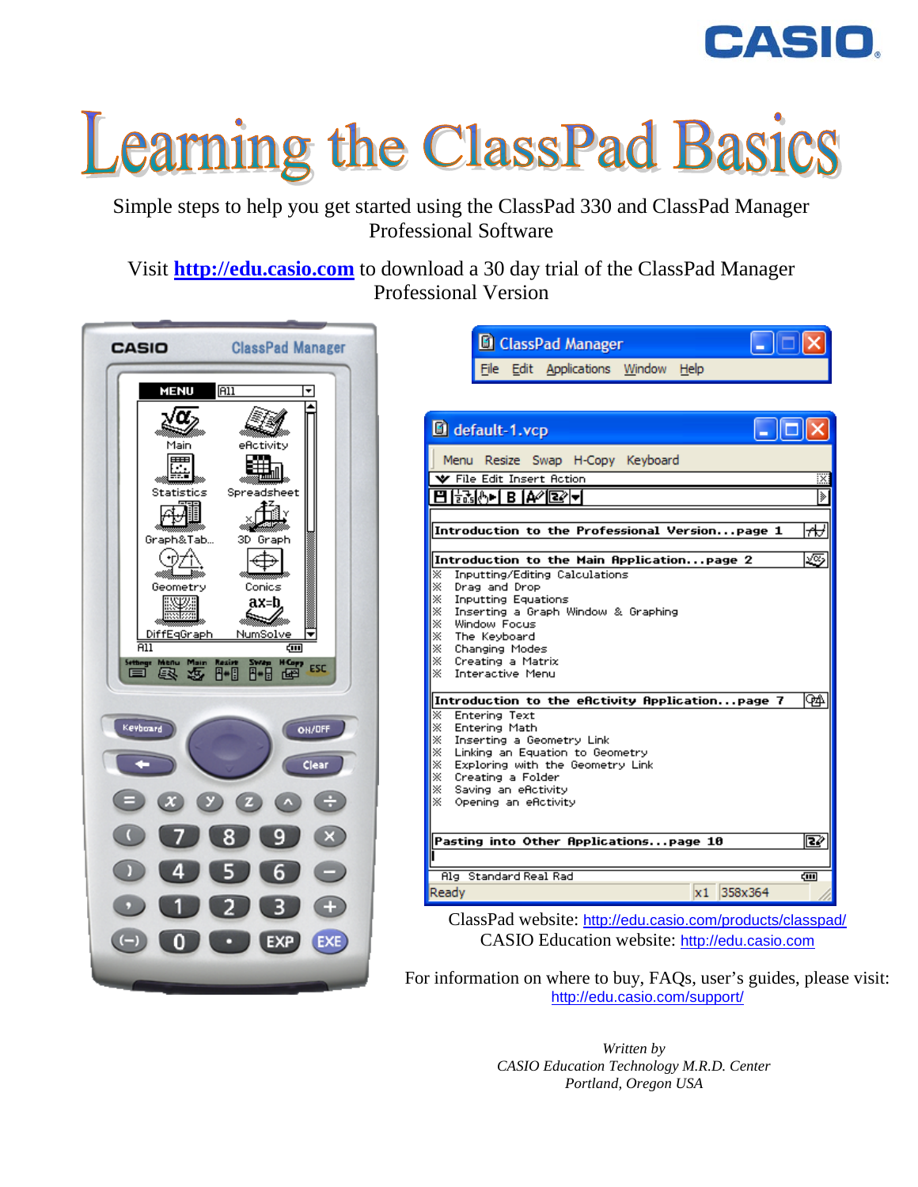# Learning the ClassPad Basics

Simple steps to help you get started using the ClassPad 330 and ClassPad Manager Professional Software

Visit **http://edu.casio.com** to download a 30 day trial of the ClassPad Manager Professional Version

Introduction to the Professional Version...page 1

Introduction to the Main Application...page 2
- Inputting/Editing Calculations
- Drag and Drop
- Inputting Equations
- Inserting a Graph Window & Graphing
- Window Focus
- The Keyboard
- Changing Modes
- Creating a Matrix
- Interactive Menu

Introduction to the eActivity Application...page 7
- Entering Text
- Entering Math
- Inserting a Geometry Link
- Linking an Equation to Geometry
- Exploring with the Geometry Link
- Creating a Folder
- Saving an eActivity
- Opening an eActivity

Pasting into Other Applications...page 10

ClassPad website: http://edu.casio.com/products/classpad/
CASIO Education website: http://edu.casio.com

For information on where to buy, FAQs, user's guides, please visit: http://edu.casio.com/support/

*Written by*
*CASIO Education Technology M.R.D. Center*
*Portland, Oregon USA*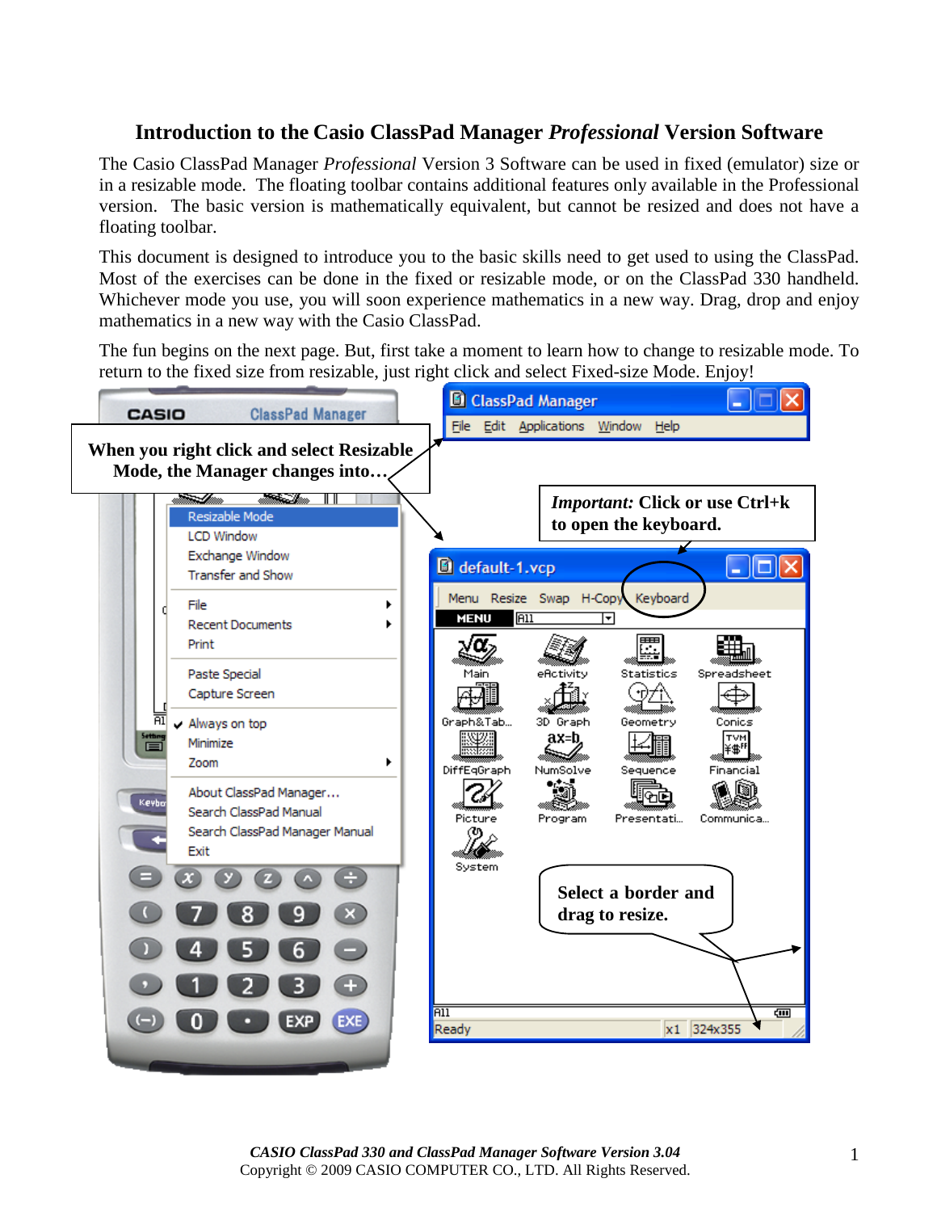# Introduction to the Casio ClassPad Manager *Professional* Version Software

The Casio ClassPad Manager *Professional* Version 3 Software can be used in fixed (emulator) size or in a resizable mode. The floating toolbar contains additional features only available in the Professional version. The basic version is mathematically equivalent, but cannot be resized and does not have a floating toolbar.

This document is designed to introduce you to the basic skills need to get used to using the ClassPad. Most of the exercises can be done in the fixed or resizable mode, or on the ClassPad 330 handheld. Whichever mode you use, you will soon experience mathematics in a new way. Drag, drop and enjoy mathematics in a new way with the Casio ClassPad.

The fun begins on the next page. But, first take a moment to learn how to change to resizable mode. To return to the fixed size from resizable, just right click and select Fixed-size Mode. Enjoy!

**When you right click and select Resizable Mode, the Manager changes into…**

***Important:*** **Click or use Ctrl+k to open the keyboard.**

**Select a border and drag to resize.**

*CASIO ClassPad 330 and ClassPad Manager Software Version 3.04*
Copyright © 2009 CASIO COMPUTER CO., LTD. All Rights Reserved.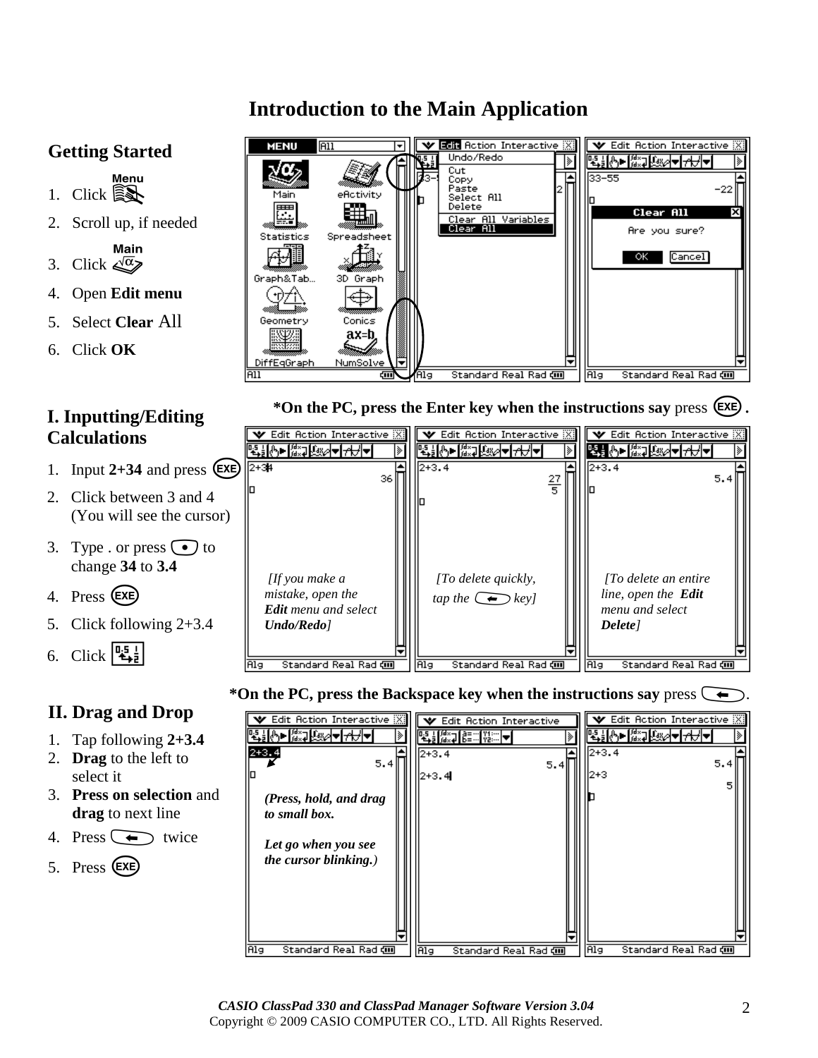# Introduction to the Main Application

## Getting Started

1. Click Menu
2. Scroll up, if needed
3. Click Main
4. Open **Edit menu**
5. Select **Clear** All
6. Click **OK**

***On the PC, press the Enter key when the instructions say** press EXE **.**

## I. Inputting/Editing Calculations

1. Input **2+34** and press EXE
2. Click between 3 and 4 (You will see the cursor)
3. Type . or press • to change **34** to **3.4**
4. Press EXE
5. Click following 2+3.4
6. Click 0.5 ↔ 1/2

*[If you make a mistake, open the **Edit** menu and select **Undo/Redo**]*

*[To delete quickly, tap the ← key]*

*[To delete an entire line, open the **Edit** menu and select **Delete**]*

***On the PC, press the Backspace key when the instructions say** press ←.

## II. Drag and Drop

1. Tap following **2+3.4**
2. **Drag** to the left to select it
3. **Press on selection** and **drag** to next line
4. Press ← twice
5. Press EXE

***(Press, hold, and drag to small box.***

***Let go when you see the cursor blinking.)***

*CASIO ClassPad 330 and ClassPad Manager Software Version 3.04*
Copyright © 2009 CASIO COMPUTER CO., LTD. All Rights Reserved.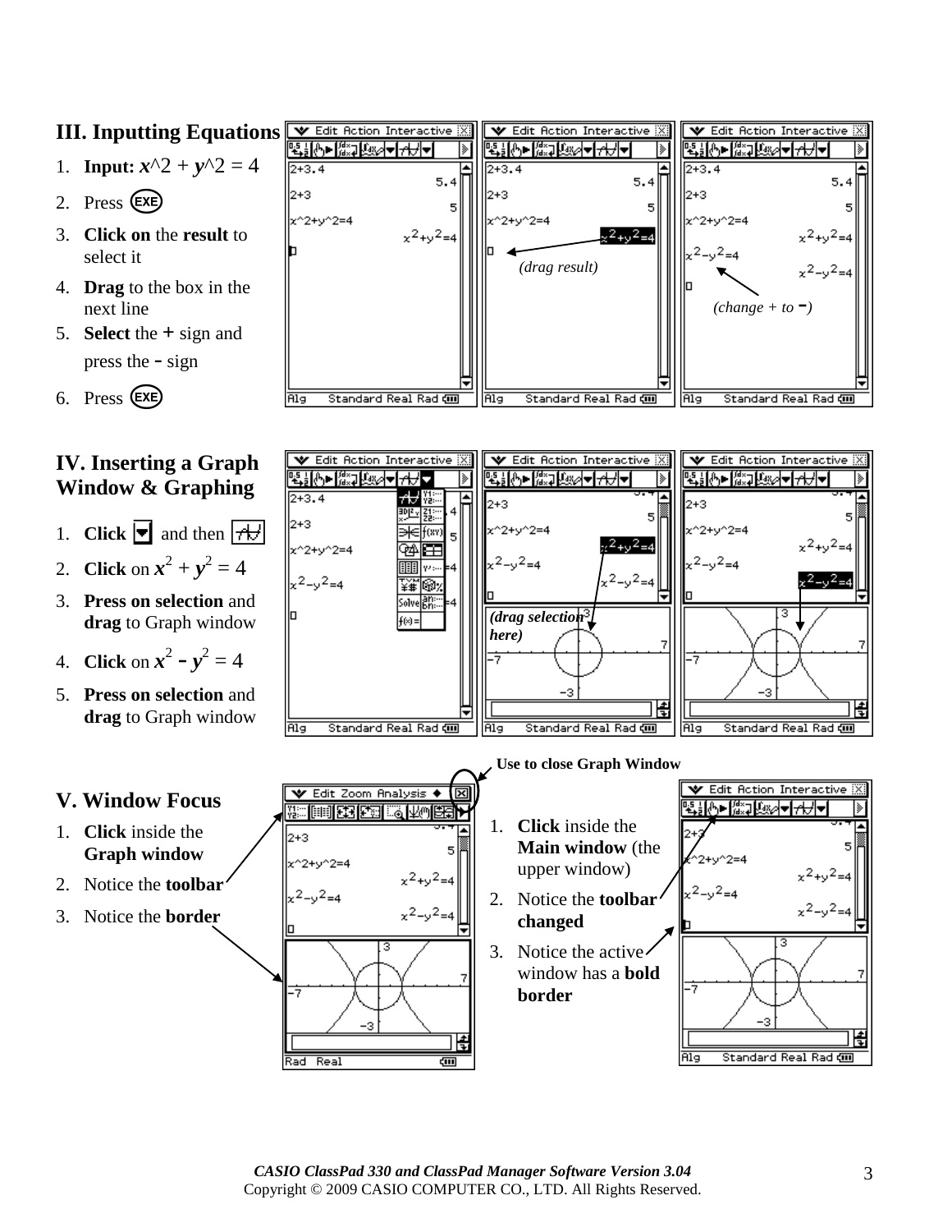## III. Inputting Equations

1. **Input:** $x$^2 + $y$^2 = 4
2. Press EXE
3. **Click on** the **result** to select it
4. **Drag** to the box in the next line
5. **Select** the **+** sign and press the **–** sign
6. Press EXE

*(drag result)*

*(change + to –)*

## IV. Inserting a Graph Window & Graphing

1. **Click** ▼ and then [graph icon]
2. **Click** on $x^2 + y^2 = 4$
3. **Press on selection** and **drag** to Graph window
4. **Click** on $x^2 - y^2 = 4$
5. **Press on selection** and **drag** to Graph window

*(drag selection here)*

## V. Window Focus

1. **Click** inside the **Graph window**
2. Notice the **toolbar**
3. Notice the **border**

**Use to close Graph Window**

1. **Click** inside the **Main window** (the upper window)
2. Notice the **toolbar changed**
3. Notice the active window has a **bold border**

*CASIO ClassPad 330 and ClassPad Manager Software Version 3.04*
Copyright © 2009 CASIO COMPUTER CO., LTD. All Rights Reserved.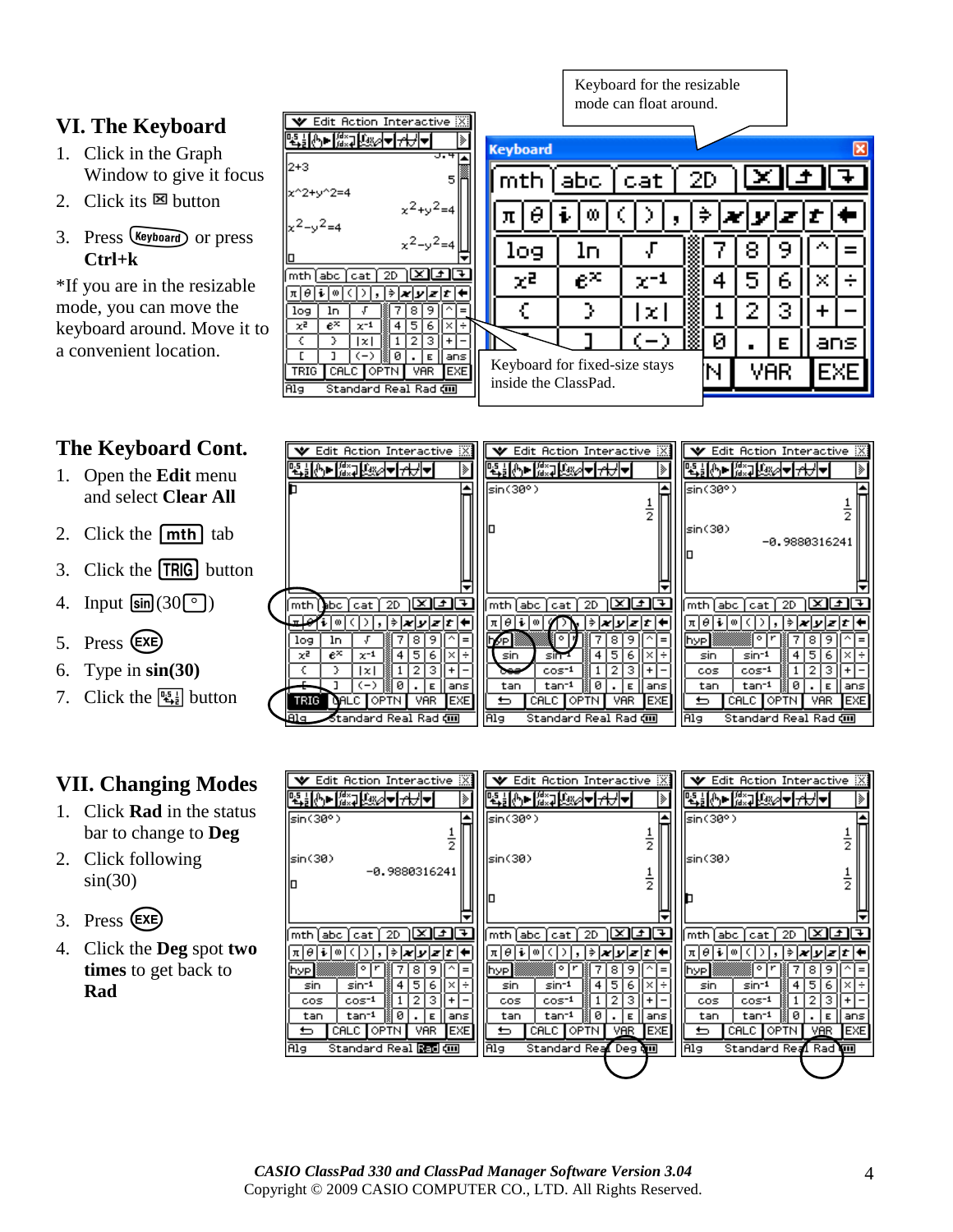## VI. The Keyboard

1. Click in the Graph Window to give it focus
2. Click its ⊠ button
3. Press (Keyboard) or press **Ctrl+k**

*If you are in the resizable mode, you can move the keyboard around. Move it to a convenient location.

Keyboard for the resizable mode can float around.

Keyboard for fixed-size stays inside the ClassPad.

## The Keyboard Cont.

1. Open the **Edit** menu and select **Clear All**
2. Click the [mth] tab
3. Click the [TRIG] button
4. Input [sin](30[°])
5. Press (EXE)
6. Type in **sin(30)**
7. Click the [0.5 1/2] button

## VII. Changing Modes

1. Click **Rad** in the status bar to change to **Deg**
2. Click following sin(30)
3. Press (EXE)
4. Click the **Deg** spot **two times** to get back to **Rad**

*CASIO ClassPad 330 and ClassPad Manager Software Version 3.04*
Copyright © 2009 CASIO COMPUTER CO., LTD. All Rights Reserved.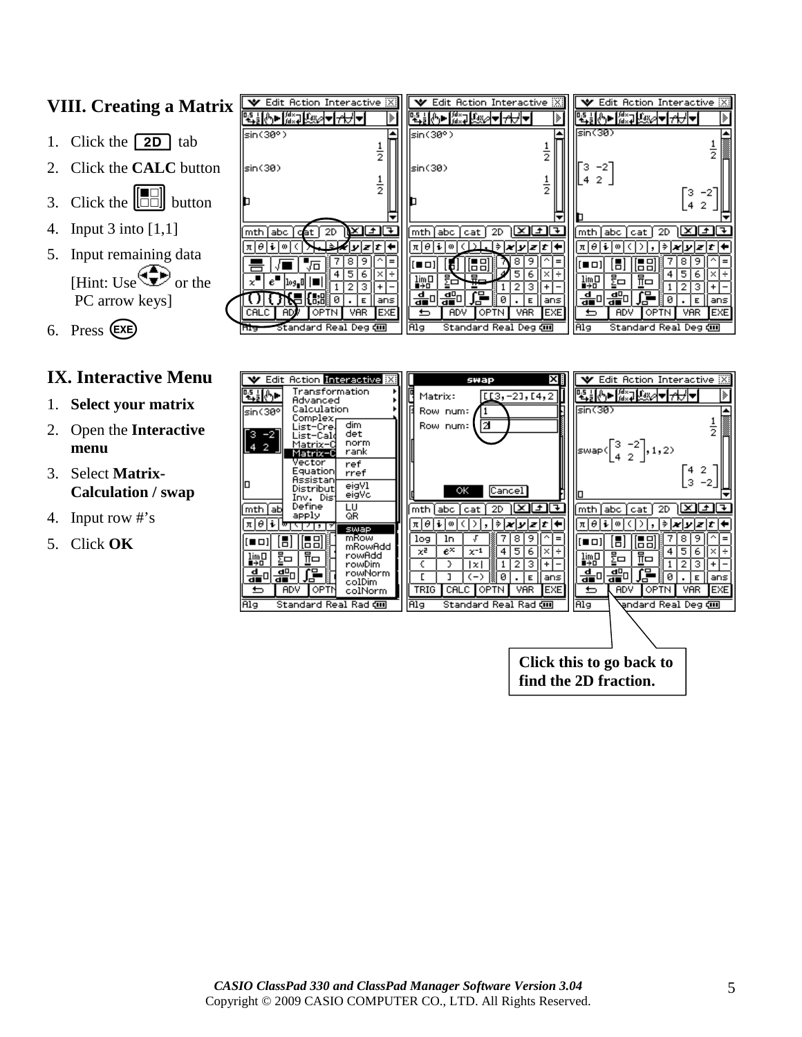## VIII. Creating a Matrix

1. Click the 2D tab
2. Click the **CALC** button
3. Click the button
4. Input 3 into [1,1]
5. Input remaining data [Hint: Use or the PC arrow keys]
6. Press EXE

## IX. Interactive Menu

1. **Select your matrix**
2. Open the **Interactive menu**
3. Select **Matrix-Calculation / swap**
4. Input row #'s
5. Click **OK**

**Click this to go back to find the 2D fraction.**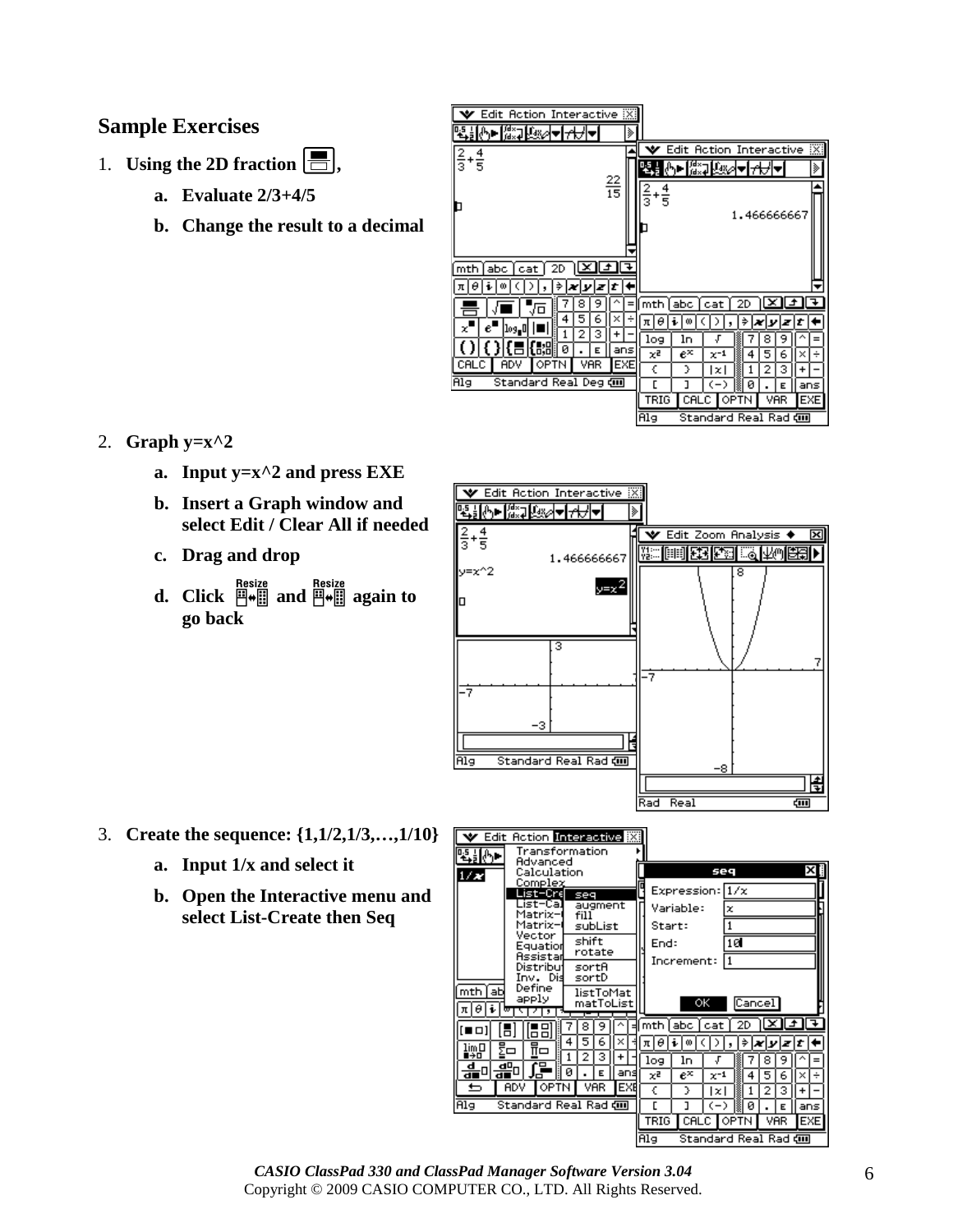## Sample Exercises

1. **Using the 2D fraction [icon],**
   a. **Evaluate 2/3+4/5**
   b. **Change the result to a decimal**

2. **Graph y=x^2**
   a. **Input y=x^2 and press EXE**
   b. **Insert a Graph window and select Edit / Clear All if needed**
   c. **Drag and drop**
   d. **Click [Resize] and [Resize] again to go back**

3. **Create the sequence: {1,1/2,1/3,…,1/10}**
   a. **Input 1/x and select it**
   b. **Open the Interactive menu and select List-Create then Seq**

*CASIO ClassPad 330 and ClassPad Manager Software Version 3.04*
Copyright © 2009 CASIO COMPUTER CO., LTD. All Rights Reserved.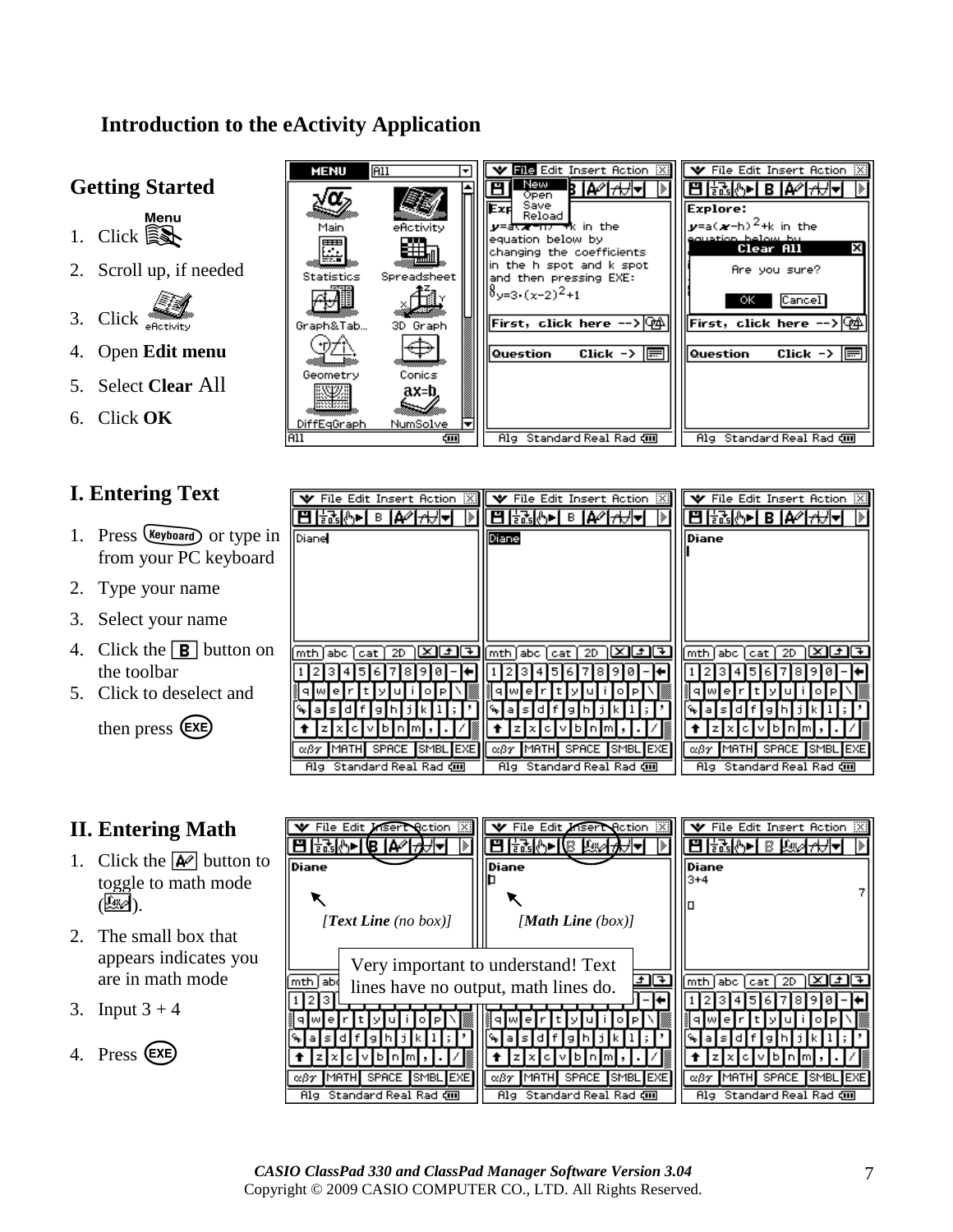# Introduction to the eActivity Application

## Getting Started

1. Click Menu
2. Scroll up, if needed
3. Click eActivity
4. Open **Edit menu**
5. Select **Clear** All
6. Click **OK**

## I. Entering Text

1. Press Keyboard or type in from your PC keyboard
2. Type your name
3. Select your name
4. Click the **B** button on the toolbar
5. Click to deselect and then press EXE

## II. Entering Math

1. Click the button to toggle to math mode.
2. The small box that appears indicates you are in math mode
3. Input 3 + 4
4. Press EXE

[**Text Line** *(no box)*]

[**Math Line** *(box)*]

Very important to understand! Text lines have no output, math lines do.

*CASIO ClassPad 330 and ClassPad Manager Software Version 3.04*
Copyright © 2009 CASIO COMPUTER CO., LTD. All Rights Reserved.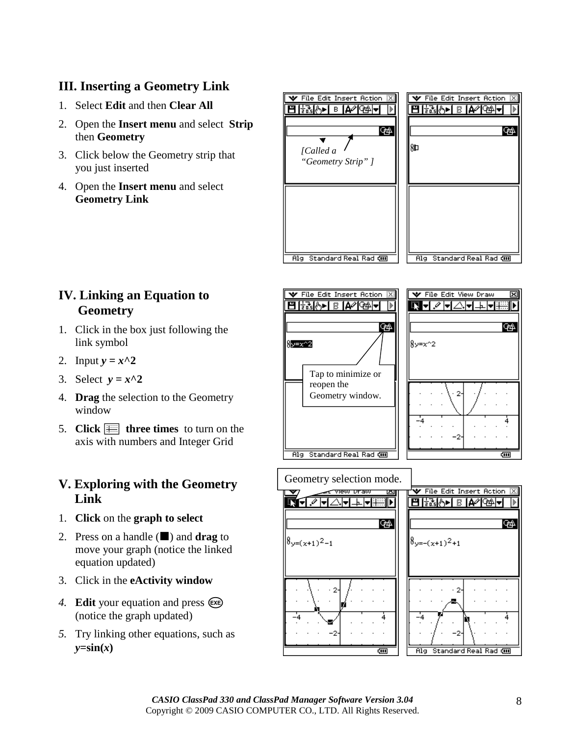## III. Inserting a Geometry Link

1. Select **Edit** and then **Clear All**
2. Open the **Insert menu** and select **Strip** then **Geometry**
3. Click below the Geometry strip that you just inserted
4. Open the **Insert menu** and select **Geometry Link**

*[Called a "Geometry Strip" ]*

## IV. Linking an Equation to Geometry

1. Click in the box just following the link symbol
2. Input ***y = x^2***
3. Select ***y = x^2***
4. **Drag** the selection to the Geometry window
5. **Click** **three times** to turn on the axis with numbers and Integer Grid

Tap to minimize or reopen the Geometry window.

## V. Exploring with the Geometry Link

1. **Click** on the **graph to select**
2. Press on a handle (■) and **drag** to move your graph (notice the linked equation updated)
3. Click in the **eActivity window**
4. **Edit** your equation and press EXE (notice the graph updated)
5. Try linking other equations, such as ***y*=sin(*x*)**

Geometry selection mode.

*CASIO ClassPad 330 and ClassPad Manager Software Version 3.04*
Copyright © 2009 CASIO COMPUTER CO., LTD. All Rights Reserved.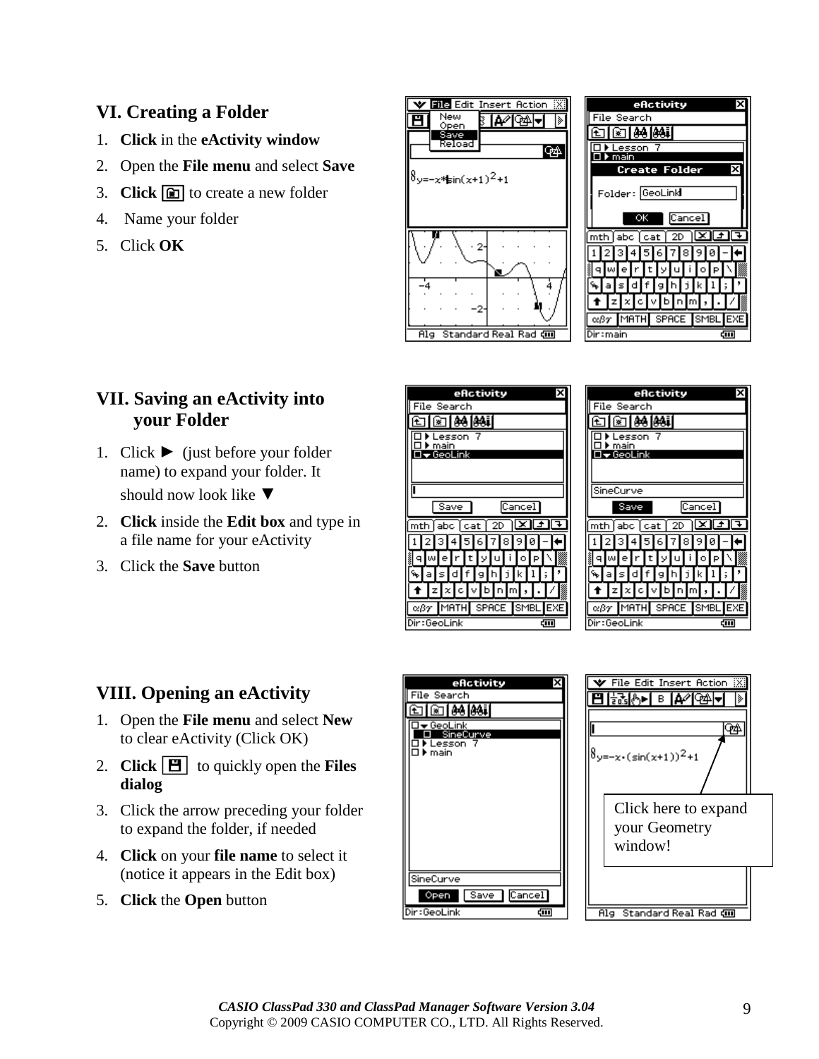## VI. Creating a Folder

1. **Click** in the **eActivity window**
2. Open the **File menu** and select **Save**
3. **Click** [folder icon] to create a new folder
4. Name your folder
5. Click **OK**

## VII. Saving an eActivity into your Folder

1. Click ► (just before your folder name) to expand your folder. It should now look like ▼
2. **Click** inside the **Edit box** and type in a file name for your eActivity
3. Click the **Save** button

## VIII. Opening an eActivity

1. Open the **File menu** and select **New** to clear eActivity (Click OK)
2. **Click** [save icon] to quickly open the **Files dialog**
3. Click the arrow preceding your folder to expand the folder, if needed
4. **Click** on your **file name** to select it (notice it appears in the Edit box)
5. **Click** the **Open** button

Click here to expand your Geometry window!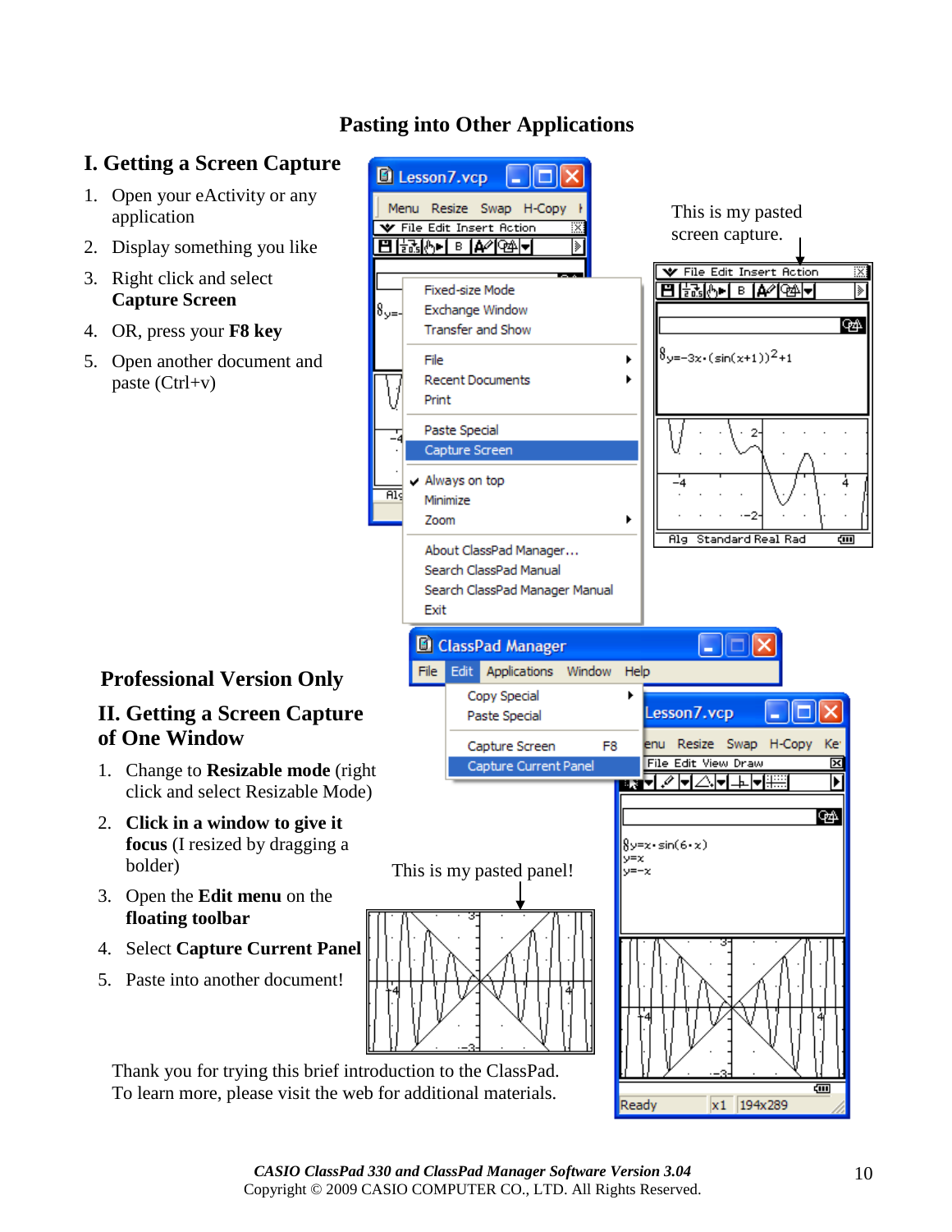# Pasting into Other Applications

## I. Getting a Screen Capture

1. Open your eActivity or any application
2. Display something you like
3. Right click and select **Capture Screen**
4. OR, press your **F8 key**
5. Open another document and paste (Ctrl+v)

This is my pasted screen capture.

## Professional Version Only

## II. Getting a Screen Capture of One Window

1. Change to **Resizable mode** (right click and select Resizable Mode)
2. **Click in a window to give it focus** (I resized by dragging a bolder)
3. Open the **Edit menu** on the **floating toolbar**
4. Select **Capture Current Panel**
5. Paste into another document!

This is my pasted panel!

Thank you for trying this brief introduction to the ClassPad.
To learn more, please visit the web for additional materials.

*CASIO ClassPad 330 and ClassPad Manager Software Version 3.04*
Copyright © 2009 CASIO COMPUTER CO., LTD. All Rights Reserved.